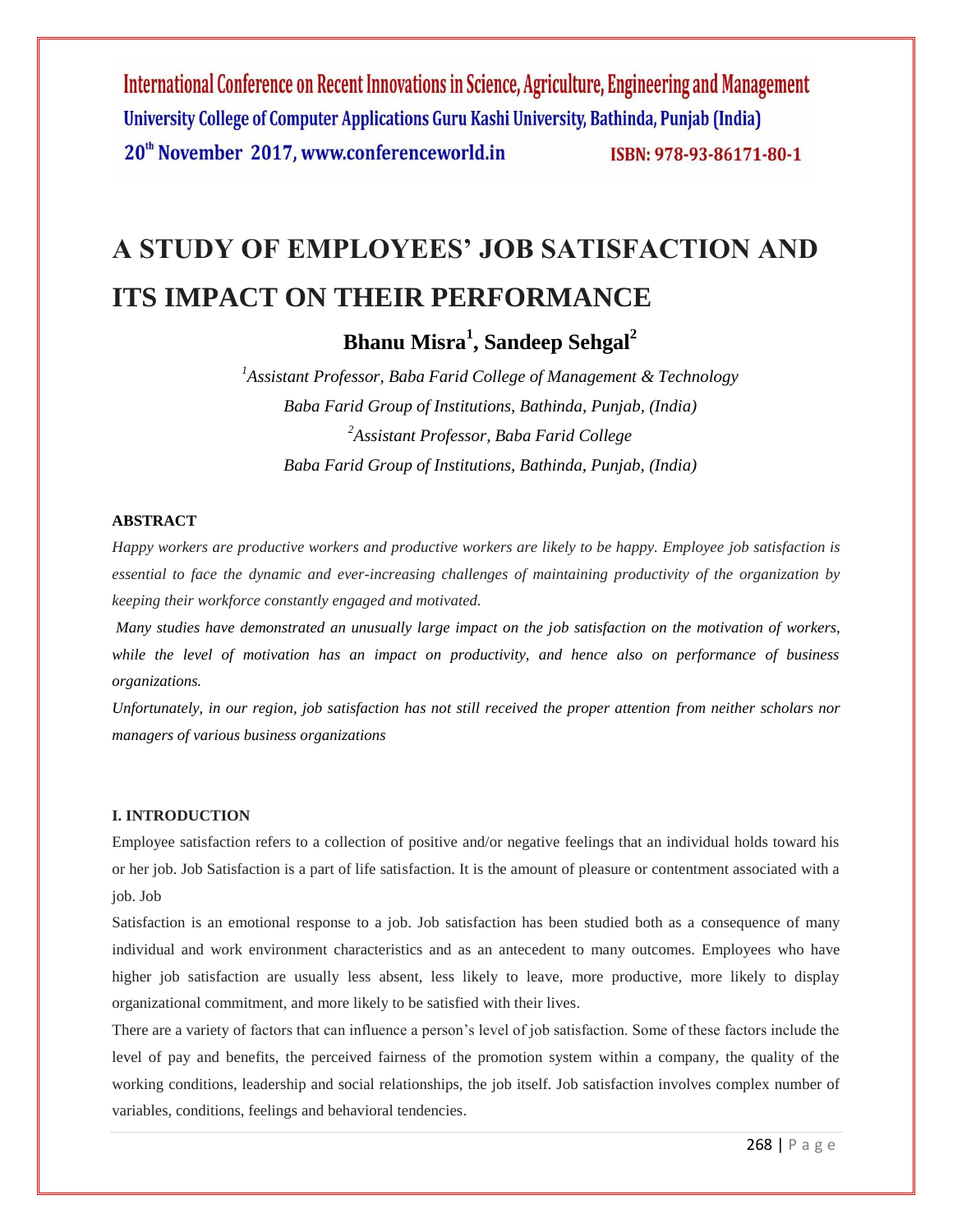# A STUDY OF EMPLOYEES' JOB SATISFACTION AND ITS IMPACT ON THEIR PERFORMANCE

**Bhanu Misra[1], Sandeep Sehgal[2]**

*[1]Assistant Professor, Baba Farid College of Management & Technology*
*Baba Farid Group of Institutions, Bathinda, Punjab, (India)*
*[2]Assistant Professor, Baba Farid College*
*Baba Farid Group of Institutions, Bathinda, Punjab, (India)*

## ABSTRACT

*Happy workers are productive workers and productive workers are likely to be happy. Employee job satisfaction is essential to face the dynamic and ever-increasing challenges of maintaining productivity of the organization by keeping their workforce constantly engaged and motivated.*

*Many studies have demonstrated an unusually large impact on the job satisfaction on the motivation of workers, while the level of motivation has an impact on productivity, and hence also on performance of business organizations.*

*Unfortunately, in our region, job satisfaction has not still received the proper attention from neither scholars nor managers of various business organizations*

## I. INTRODUCTION

Employee satisfaction refers to a collection of positive and/or negative feelings that an individual holds toward his or her job. Job Satisfaction is a part of life satisfaction. It is the amount of pleasure or contentment associated with a job. Job

Satisfaction is an emotional response to a job. Job satisfaction has been studied both as a consequence of many individual and work environment characteristics and as an antecedent to many outcomes. Employees who have higher job satisfaction are usually less absent, less likely to leave, more productive, more likely to display organizational commitment, and more likely to be satisfied with their lives.

There are a variety of factors that can influence a person's level of job satisfaction. Some of these factors include the level of pay and benefits, the perceived fairness of the promotion system within a company, the quality of the working conditions, leadership and social relationships, the job itself. Job satisfaction involves complex number of variables, conditions, feelings and behavioral tendencies.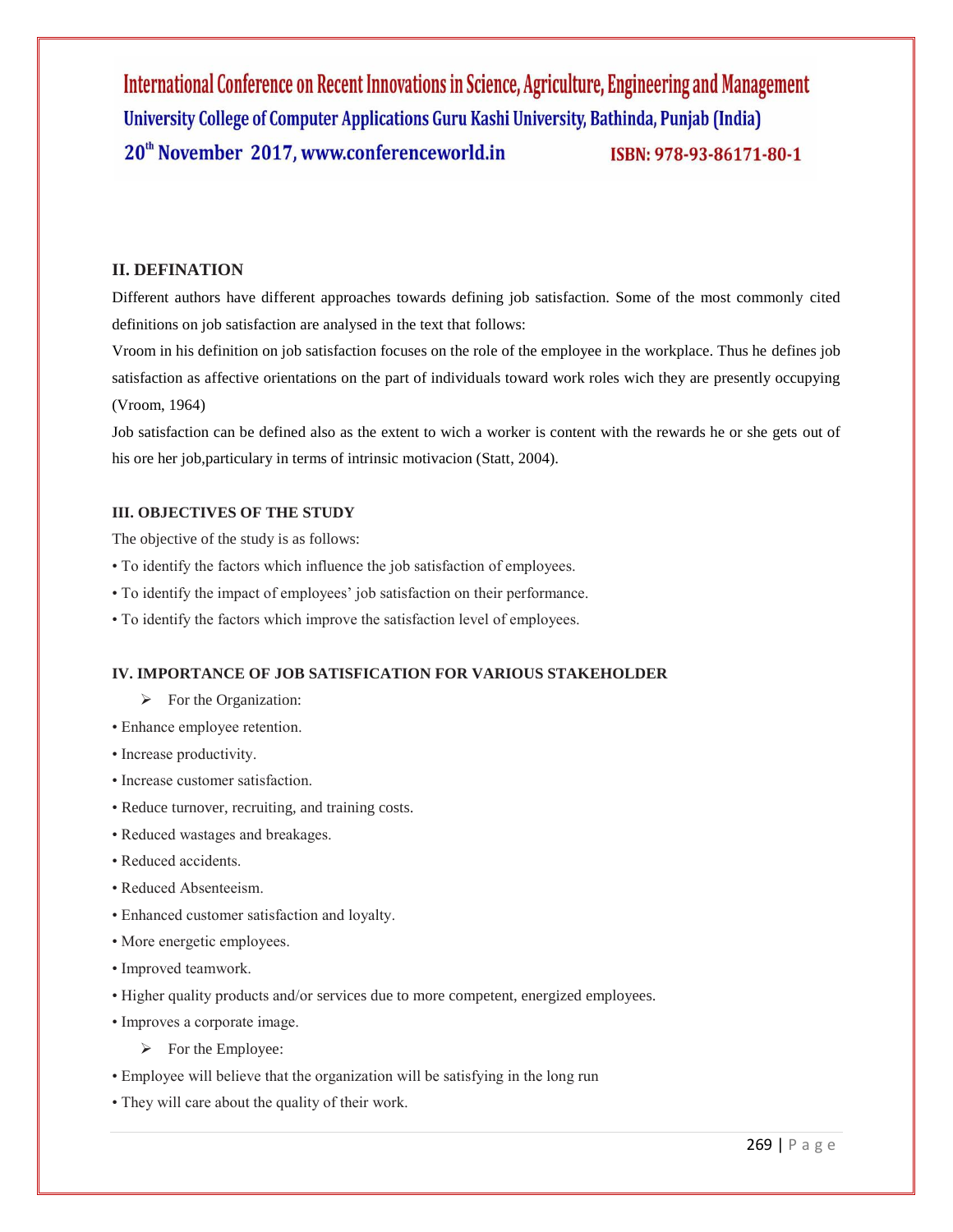## II. DEFINATION

Different authors have different approaches towards defining job satisfaction. Some of the most commonly cited definitions on job satisfaction are analysed in the text that follows:

Vroom in his definition on job satisfaction focuses on the role of the employee in the workplace. Thus he defines job satisfaction as affective orientations on the part of individuals toward work roles wich they are presently occupying (Vroom, 1964)

Job satisfaction can be defined also as the extent to wich a worker is content with the rewards he or she gets out of his ore her job,particulary in terms of intrinsic motivacion (Statt, 2004).

### III. OBJECTIVES OF THE STUDY

The objective of the study is as follows:

- To identify the factors which influence the job satisfaction of employees.
- To identify the impact of employees' job satisfaction on their performance.
- To identify the factors which improve the satisfaction level of employees.

### IV. IMPORTANCE OF JOB SATISFICATION FOR VARIOUS STAKEHOLDER

- For the Organization:

- Enhance employee retention.
- Increase productivity.
- Increase customer satisfaction.
- Reduce turnover, recruiting, and training costs.
- Reduced wastages and breakages.
- Reduced accidents.
- Reduced Absenteeism.
- Enhanced customer satisfaction and loyalty.
- More energetic employees.
- Improved teamwork.
- Higher quality products and/or services due to more competent, energized employees.
- Improves a corporate image.

- For the Employee:

- Employee will believe that the organization will be satisfying in the long run
- They will care about the quality of their work.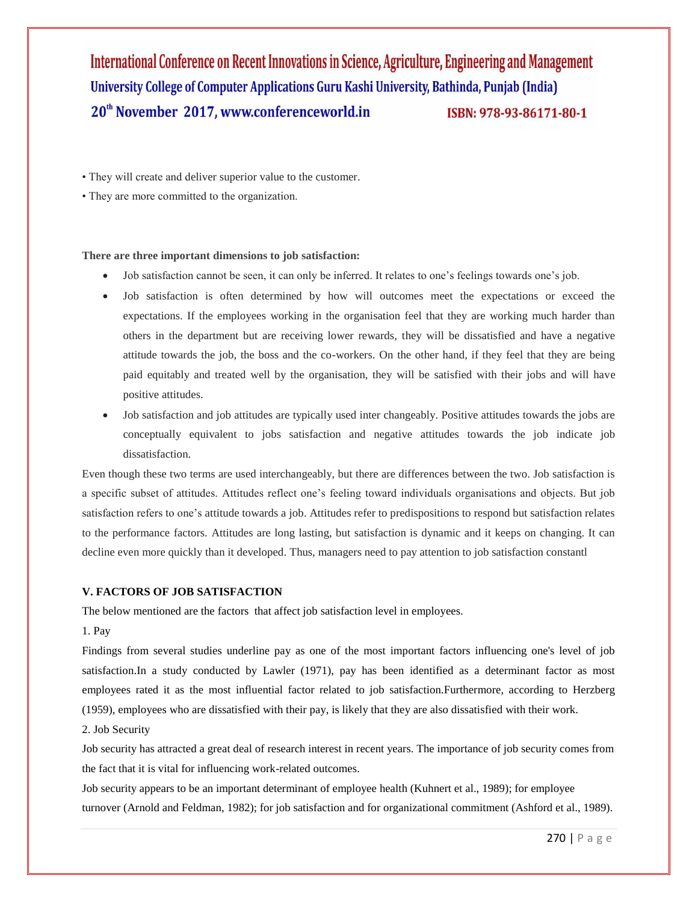• They will create and deliver superior value to the customer.

• They are more committed to the organization.

**There are three important dimensions to job satisfaction:**

- Job satisfaction cannot be seen, it can only be inferred. It relates to one's feelings towards one's job.
- Job satisfaction is often determined by how will outcomes meet the expectations or exceed the expectations. If the employees working in the organisation feel that they are working much harder than others in the department but are receiving lower rewards, they will be dissatisfied and have a negative attitude towards the job, the boss and the co-workers. On the other hand, if they feel that they are being paid equitably and treated well by the organisation, they will be satisfied with their jobs and will have positive attitudes.
- Job satisfaction and job attitudes are typically used inter changeably. Positive attitudes towards the jobs are conceptually equivalent to jobs satisfaction and negative attitudes towards the job indicate job dissatisfaction.

Even though these two terms are used interchangeably, but there are differences between the two. Job satisfaction is a specific subset of attitudes. Attitudes reflect one's feeling toward individuals organisations and objects. But job satisfaction refers to one's attitude towards a job. Attitudes refer to predispositions to respond but satisfaction relates to the performance factors. Attitudes are long lasting, but satisfaction is dynamic and it keeps on changing. It can decline even more quickly than it developed. Thus, managers need to pay attention to job satisfaction constantl

**V. FACTORS OF JOB SATISFACTION**

The below mentioned are the factors that affect job satisfaction level in employees.

1. Pay

Findings from several studies underline pay as one of the most important factors influencing one's level of job satisfaction.In a study conducted by Lawler (1971), pay has been identified as a determinant factor as most employees rated it as the most influential factor related to job satisfaction.Furthermore, according to Herzberg (1959), employees who are dissatisfied with their pay, is likely that they are also dissatisfied with their work.

2. Job Security

Job security has attracted a great deal of research interest in recent years. The importance of job security comes from the fact that it is vital for influencing work-related outcomes.

Job security appears to be an important determinant of employee health (Kuhnert et al., 1989); for employee turnover (Arnold and Feldman, 1982); for job satisfaction and for organizational commitment (Ashford et al., 1989).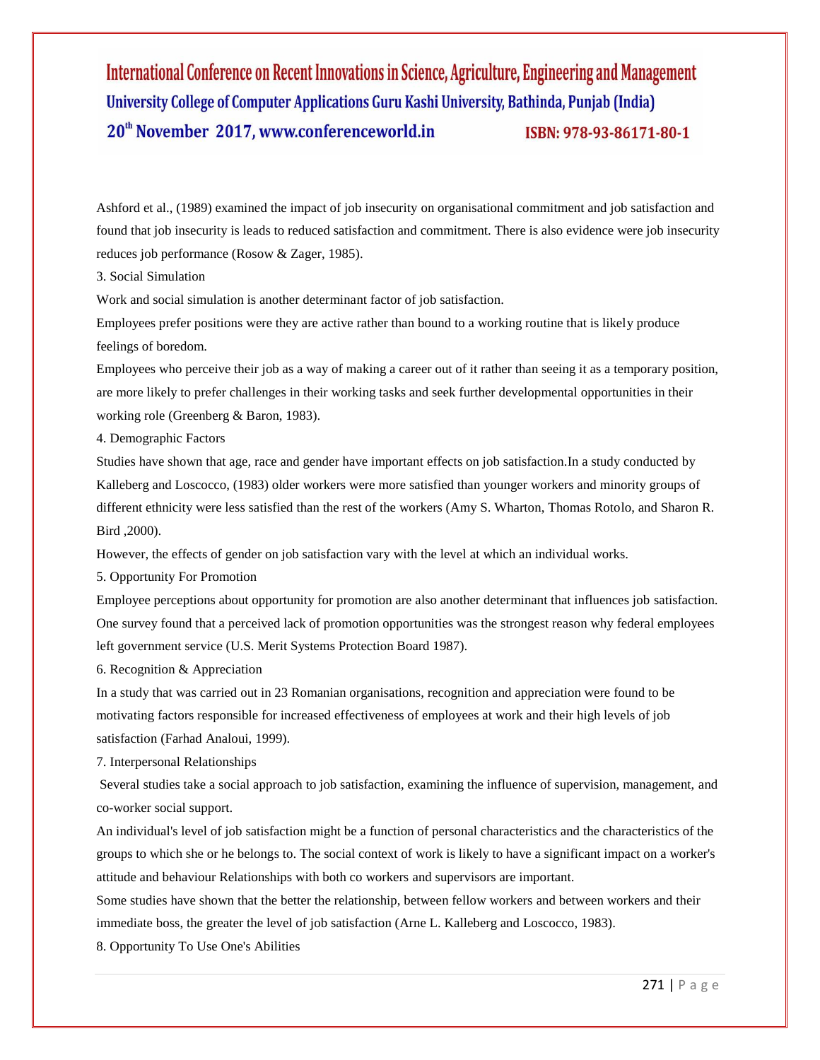Ashford et al., (1989) examined the impact of job insecurity on organisational commitment and job satisfaction and found that job insecurity is leads to reduced satisfaction and commitment. There is also evidence were job insecurity reduces job performance (Rosow & Zager, 1985).

3. Social Simulation

Work and social simulation is another determinant factor of job satisfaction.

Employees prefer positions were they are active rather than bound to a working routine that is likely produce feelings of boredom.

Employees who perceive their job as a way of making a career out of it rather than seeing it as a temporary position, are more likely to prefer challenges in their working tasks and seek further developmental opportunities in their working role (Greenberg & Baron, 1983).

4. Demographic Factors

Studies have shown that age, race and gender have important effects on job satisfaction.In a study conducted by Kalleberg and Loscocco, (1983) older workers were more satisfied than younger workers and minority groups of different ethnicity were less satisfied than the rest of the workers (Amy S. Wharton, Thomas Rotolo, and Sharon R. Bird ,2000).

However, the effects of gender on job satisfaction vary with the level at which an individual works.

5. Opportunity For Promotion

Employee perceptions about opportunity for promotion are also another determinant that influences job satisfaction. One survey found that a perceived lack of promotion opportunities was the strongest reason why federal employees left government service (U.S. Merit Systems Protection Board 1987).

6. Recognition & Appreciation

In a study that was carried out in 23 Romanian organisations, recognition and appreciation were found to be motivating factors responsible for increased effectiveness of employees at work and their high levels of job satisfaction (Farhad Analoui, 1999).

7. Interpersonal Relationships

Several studies take a social approach to job satisfaction, examining the influence of supervision, management, and co-worker social support.

An individual's level of job satisfaction might be a function of personal characteristics and the characteristics of the groups to which she or he belongs to. The social context of work is likely to have a significant impact on a worker's attitude and behaviour Relationships with both co workers and supervisors are important.

Some studies have shown that the better the relationship, between fellow workers and between workers and their immediate boss, the greater the level of job satisfaction (Arne L. Kalleberg and Loscocco, 1983).

8. Opportunity To Use One's Abilities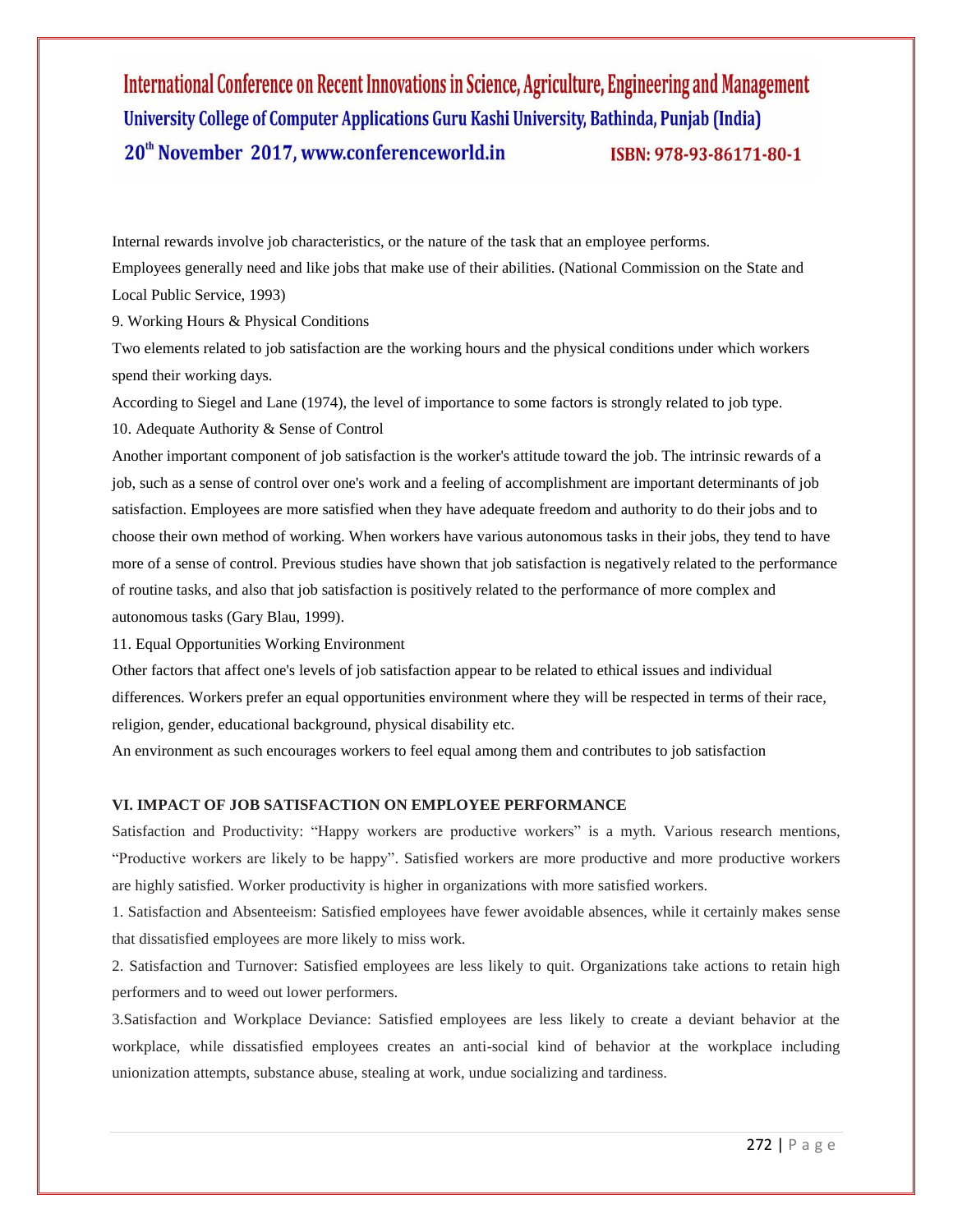Internal rewards involve job characteristics, or the nature of the task that an employee performs.

Employees generally need and like jobs that make use of their abilities. (National Commission on the State and Local Public Service, 1993)

9. Working Hours & Physical Conditions

Two elements related to job satisfaction are the working hours and the physical conditions under which workers spend their working days.

According to Siegel and Lane (1974), the level of importance to some factors is strongly related to job type.

10. Adequate Authority & Sense of Control

Another important component of job satisfaction is the worker's attitude toward the job. The intrinsic rewards of a job, such as a sense of control over one's work and a feeling of accomplishment are important determinants of job satisfaction. Employees are more satisfied when they have adequate freedom and authority to do their jobs and to choose their own method of working. When workers have various autonomous tasks in their jobs, they tend to have more of a sense of control. Previous studies have shown that job satisfaction is negatively related to the performance of routine tasks, and also that job satisfaction is positively related to the performance of more complex and autonomous tasks (Gary Blau, 1999).

11. Equal Opportunities Working Environment

Other factors that affect one's levels of job satisfaction appear to be related to ethical issues and individual differences. Workers prefer an equal opportunities environment where they will be respected in terms of their race, religion, gender, educational background, physical disability etc.

An environment as such encourages workers to feel equal among them and contributes to job satisfaction

## VI. IMPACT OF JOB SATISFACTION ON EMPLOYEE PERFORMANCE

Satisfaction and Productivity: “Happy workers are productive workers” is a myth. Various research mentions, “Productive workers are likely to be happy”. Satisfied workers are more productive and more productive workers are highly satisfied. Worker productivity is higher in organizations with more satisfied workers.

1. Satisfaction and Absenteeism: Satisfied employees have fewer avoidable absences, while it certainly makes sense that dissatisfied employees are more likely to miss work.

2. Satisfaction and Turnover: Satisfied employees are less likely to quit. Organizations take actions to retain high performers and to weed out lower performers.

3.Satisfaction and Workplace Deviance: Satisfied employees are less likely to create a deviant behavior at the workplace, while dissatisfied employees creates an anti-social kind of behavior at the workplace including unionization attempts, substance abuse, stealing at work, undue socializing and tardiness.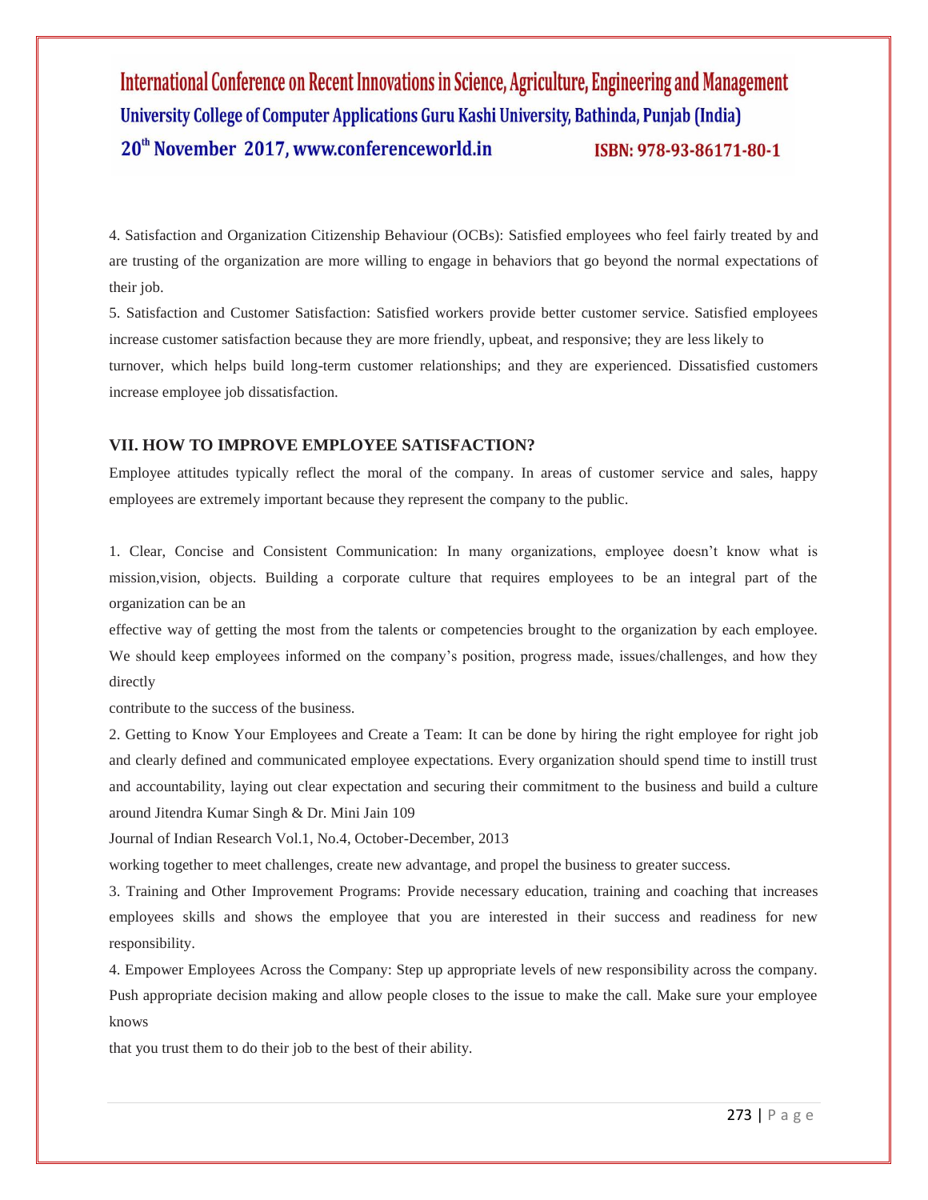4. Satisfaction and Organization Citizenship Behaviour (OCBs): Satisfied employees who feel fairly treated by and are trusting of the organization are more willing to engage in behaviors that go beyond the normal expectations of their job.

5. Satisfaction and Customer Satisfaction: Satisfied workers provide better customer service. Satisfied employees increase customer satisfaction because they are more friendly, upbeat, and responsive; they are less likely to turnover, which helps build long-term customer relationships; and they are experienced. Dissatisfied customers increase employee job dissatisfaction.

### VII. HOW TO IMPROVE EMPLOYEE SATISFACTION?

Employee attitudes typically reflect the moral of the company. In areas of customer service and sales, happy employees are extremely important because they represent the company to the public.

1. Clear, Concise and Consistent Communication: In many organizations, employee doesn't know what is mission,vision, objects. Building a corporate culture that requires employees to be an integral part of the organization can be an effective way of getting the most from the talents or competencies brought to the organization by each employee. We should keep employees informed on the company's position, progress made, issues/challenges, and how they directly contribute to the success of the business.

2. Getting to Know Your Employees and Create a Team: It can be done by hiring the right employee for right job and clearly defined and communicated employee expectations. Every organization should spend time to instill trust and accountability, laying out clear expectation and securing their commitment to the business and build a culture around Jitendra Kumar Singh & Dr. Mini Jain 109

Journal of Indian Research Vol.1, No.4, October-December, 2013

working together to meet challenges, create new advantage, and propel the business to greater success.

3. Training and Other Improvement Programs: Provide necessary education, training and coaching that increases employees skills and shows the employee that you are interested in their success and readiness for new responsibility.

4. Empower Employees Across the Company: Step up appropriate levels of new responsibility across the company. Push appropriate decision making and allow people closes to the issue to make the call. Make sure your employee knows that you trust them to do their job to the best of their ability.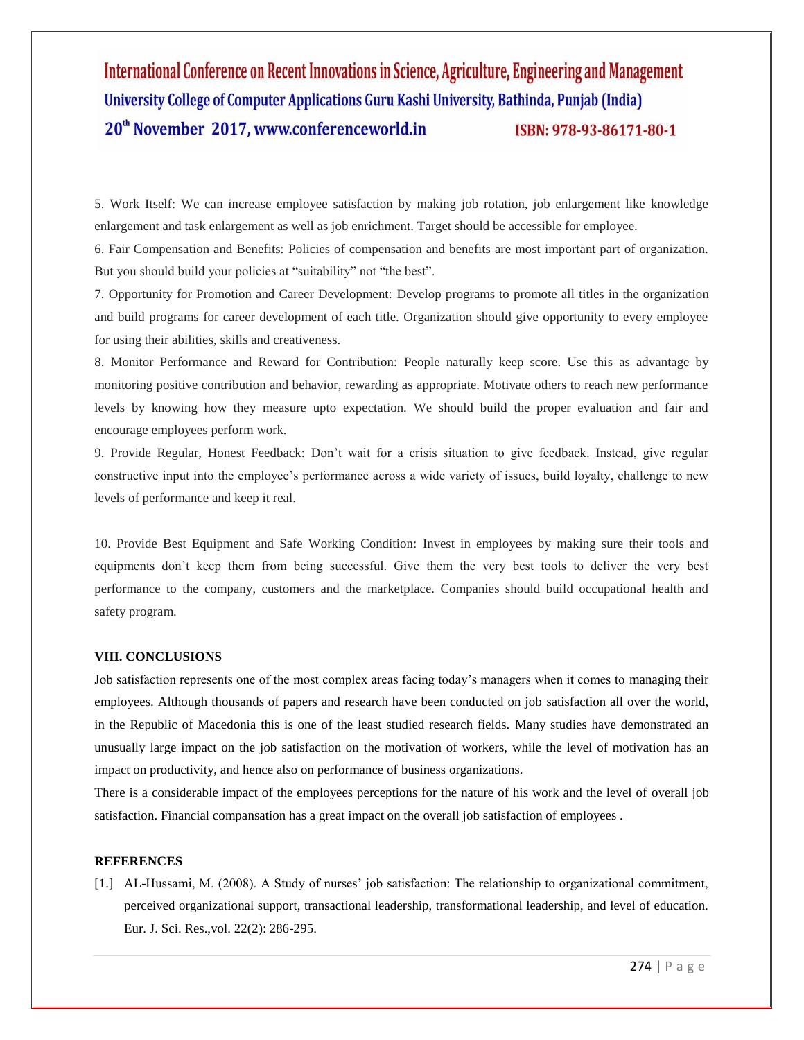5. Work Itself: We can increase employee satisfaction by making job rotation, job enlargement like knowledge enlargement and task enlargement as well as job enrichment. Target should be accessible for employee.

6. Fair Compensation and Benefits: Policies of compensation and benefits are most important part of organization. But you should build your policies at "suitability" not "the best".

7. Opportunity for Promotion and Career Development: Develop programs to promote all titles in the organization and build programs for career development of each title. Organization should give opportunity to every employee for using their abilities, skills and creativeness.

8. Monitor Performance and Reward for Contribution: People naturally keep score. Use this as advantage by monitoring positive contribution and behavior, rewarding as appropriate. Motivate others to reach new performance levels by knowing how they measure upto expectation. We should build the proper evaluation and fair and encourage employees perform work.

9. Provide Regular, Honest Feedback: Don't wait for a crisis situation to give feedback. Instead, give regular constructive input into the employee's performance across a wide variety of issues, build loyalty, challenge to new levels of performance and keep it real.

10. Provide Best Equipment and Safe Working Condition: Invest in employees by making sure their tools and equipments don't keep them from being successful. Give them the very best tools to deliver the very best performance to the company, customers and the marketplace. Companies should build occupational health and safety program.

## VIII. CONCLUSIONS

Job satisfaction represents one of the most complex areas facing today's managers when it comes to managing their employees. Although thousands of papers and research have been conducted on job satisfaction all over the world, in the Republic of Macedonia this is one of the least studied research fields. Many studies have demonstrated an unusually large impact on the job satisfaction on the motivation of workers, while the level of motivation has an impact on productivity, and hence also on performance of business organizations.

There is a considerable impact of the employees perceptions for the nature of his work and the level of overall job satisfaction. Financial compansation has a great impact on the overall job satisfaction of employees .

## REFERENCES

[1.] AL-Hussami, M. (2008). A Study of nurses' job satisfaction: The relationship to organizational commitment, perceived organizational support, transactional leadership, transformational leadership, and level of education. Eur. J. Sci. Res.,vol. 22(2): 286-295.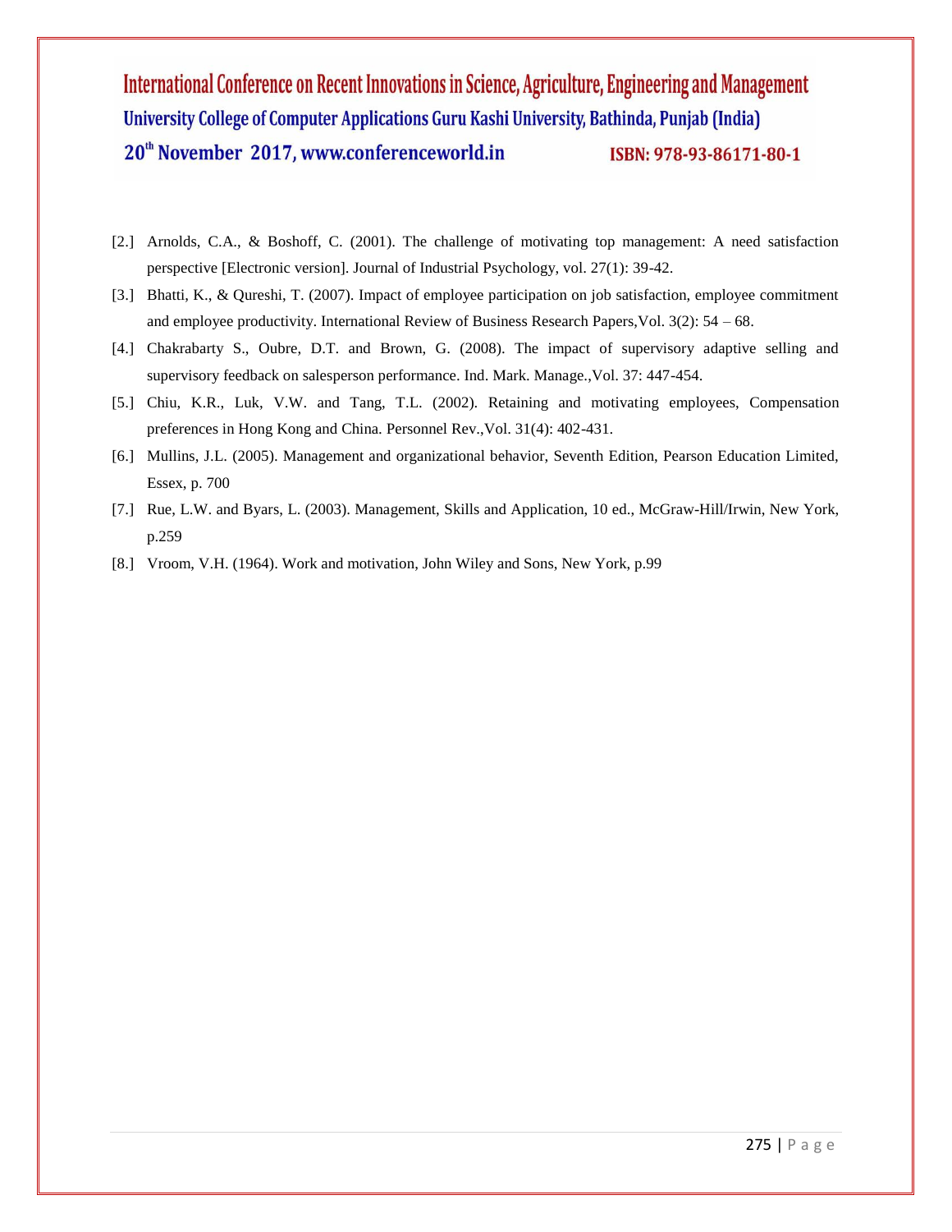[2.] Arnolds, C.A., & Boshoff, C. (2001). The challenge of motivating top management: A need satisfaction perspective [Electronic version]. Journal of Industrial Psychology, vol. 27(1): 39-42.

[3.] Bhatti, K., & Qureshi, T. (2007). Impact of employee participation on job satisfaction, employee commitment and employee productivity. International Review of Business Research Papers,Vol. 3(2): 54 – 68.

[4.] Chakrabarty S., Oubre, D.T. and Brown, G. (2008). The impact of supervisory adaptive selling and supervisory feedback on salesperson performance. Ind. Mark. Manage.,Vol. 37: 447-454.

[5.] Chiu, K.R., Luk, V.W. and Tang, T.L. (2002). Retaining and motivating employees, Compensation preferences in Hong Kong and China. Personnel Rev.,Vol. 31(4): 402-431.

[6.] Mullins, J.L. (2005). Management and organizational behavior, Seventh Edition, Pearson Education Limited, Essex, p. 700

[7.] Rue, L.W. and Byars, L. (2003). Management, Skills and Application, 10 ed., McGraw-Hill/Irwin, New York, p.259

[8.] Vroom, V.H. (1964). Work and motivation, John Wiley and Sons, New York, p.99